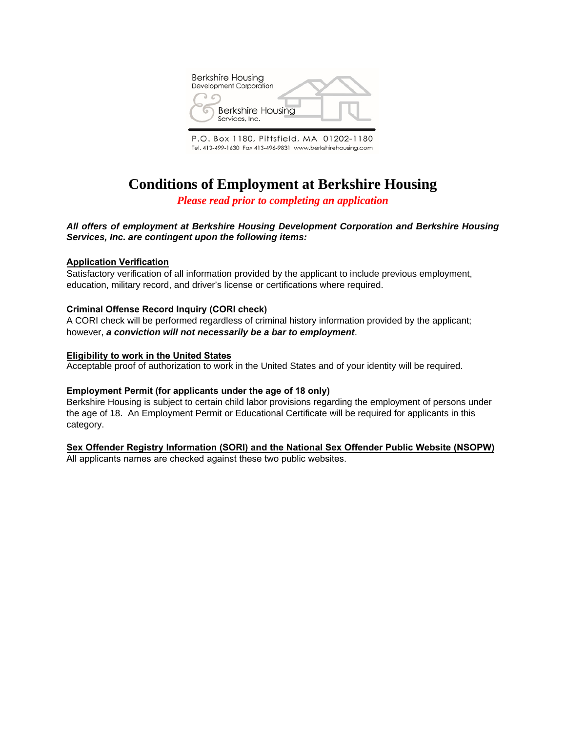Berkshire Housing Development Corporation

& Berkshire Housing Services, Inc.

P.O. Box 1180, Pittsfield, MA 01202-1180
Tel. 413-499-1630 Fax 413-496-9831 www.berkshirehousing.com

# Conditions of Employment at Berkshire Housing

*Please read prior to completing an application*

***All offers of employment at Berkshire Housing Development Corporation and Berkshire Housing Services, Inc. are contingent upon the following items:***

**Application Verification**

Satisfactory verification of all information provided by the applicant to include previous employment, education, military record, and driver's license or certifications where required.

**Criminal Offense Record Inquiry (CORI check)**

A CORI check will be performed regardless of criminal history information provided by the applicant; however, ***a conviction will not necessarily be a bar to employment***.

**Eligibility to work in the United States**

Acceptable proof of authorization to work in the United States and of your identity will be required.

**Employment Permit (for applicants under the age of 18 only)**

Berkshire Housing is subject to certain child labor provisions regarding the employment of persons under the age of 18. An Employment Permit or Educational Certificate will be required for applicants in this category.

**Sex Offender Registry Information (SORI) and the National Sex Offender Public Website (NSOPW)**

All applicants names are checked against these two public websites.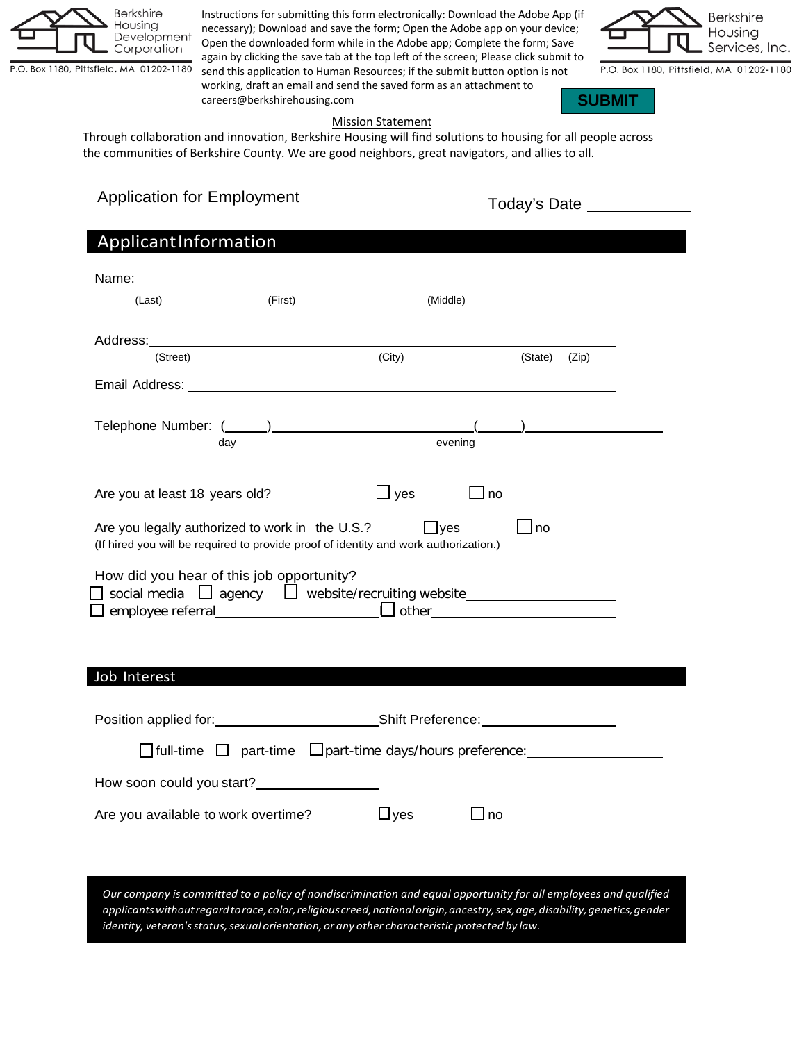Berskhire Housing Development Corporation
P.O. Box 1180, Pittsfield, MA 01202-1180

Instructions for submitting this form electronically: Download the Adobe App (if necessary); Download and save the form; Open the Adobe app on your device; Open the downloaded form while in the Adobe app; Complete the form; Save again by clicking the save tab at the top left of the screen; Please click submit to send this application to Human Resources; if the submit button option is not working, draft an email and send the saved form as an attachment to careers@berkshirehousing.com

Berkshire Housing Services, Inc.
P.O. Box 1180, Pittsfield, MA 01202-1180

**SUBMIT**

Mission Statement

Through collaboration and innovation, Berkshire Housing will find solutions to housing for all people across the communities of Berkshire County. We are good neighbors, great navigators, and allies to all.

# Application for Employment

Today's Date ____________

## Applicant Information

Name: ______________________________________________
(Last) (First) (Middle)

Address: ______________________________________________
(Street) (City) (State) (Zip)

Email Address: ______________________________________________

Telephone Number: (_____)____________________ (_____)____________________
day evening

Are you at least 18 years old? ☐ yes ☐ no

Are you legally authorized to work in the U.S.? ☐ yes ☐ no
(If hired you will be required to provide proof of identity and work authorization.)

How did you hear of this job opportunity?
☐ social media ☐ agency ☐ website/recruiting website____________________
☐ employee referral____________________ ☐ other____________________

## Job Interest

Position applied for:____________________ Shift Preference:____________________

☐ full-time ☐ part-time ☐ part-time days/hours preference:____________________

How soon could you start?________________

Are you available to work overtime? ☐ yes ☐ no

*Our company is committed to a policy of nondiscrimination and equal opportunity for all employees and qualified applicants without regard to race, color, religious creed, national origin, ancestry, sex, age, disability, genetics, gender identity, veteran's status, sexual orientation, or any other characteristic protected by law.*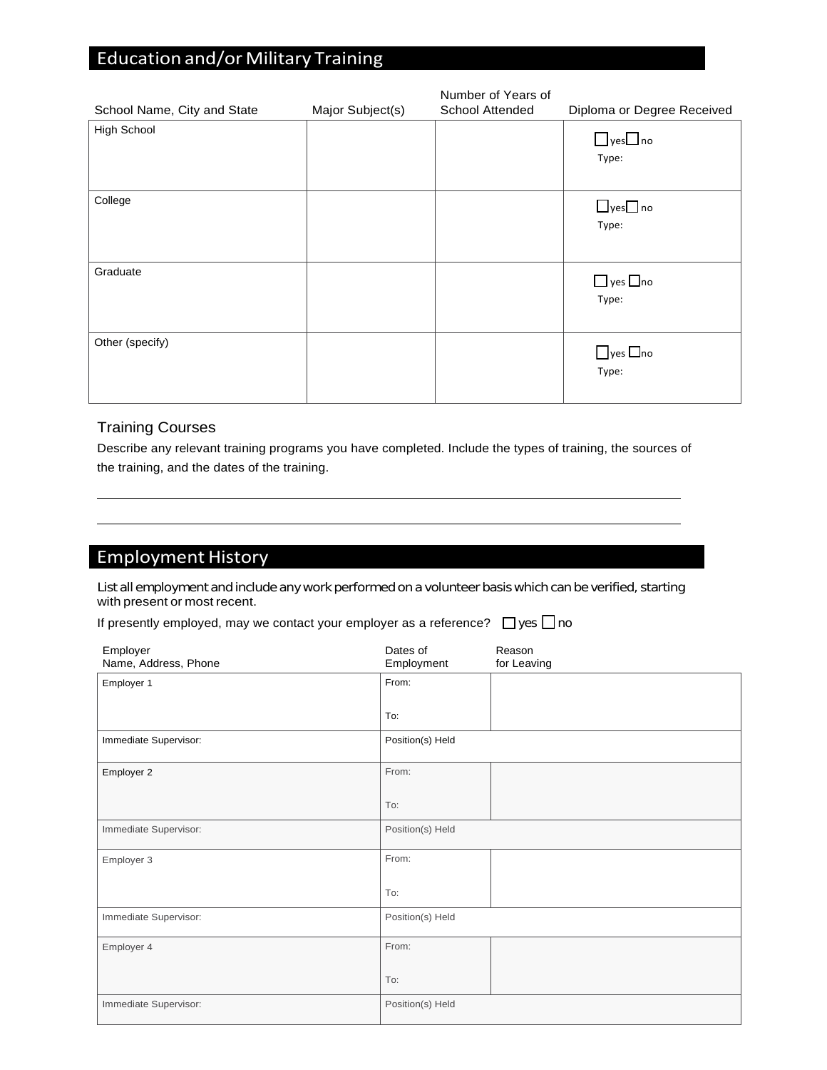## Education and/or Military Training

| School Name, City and State | Major Subject(s) | Number of Years of School Attended | Diploma or Degree Received |
|---|---|---|---|
| High School | | | ☐ yes ☐ no<br>Type: |
| College | | | ☐ yes ☐ no<br>Type: |
| Graduate | | | ☐ yes ☐ no<br>Type: |
| Other (specify) | | | ☐ yes ☐ no<br>Type: |

### Training Courses

Describe any relevant training programs you have completed. Include the types of training, the sources of the training, and the dates of the training.

______________________________________________________________________________

______________________________________________________________________________

## Employment History

List all employment and include any work performed on a volunteer basis which can be verified, starting with present or most recent.

If presently employed, may we contact your employer as a reference? ☐ yes ☐ no

| Employer Name, Address, Phone | Dates of Employment | Reason for Leaving |
|---|---|---|
| Employer 1 | From:<br>To: | |
| Immediate Supervisor: | Position(s) Held | |
| Employer 2 | From:<br>To: | |
| Immediate Supervisor: | Position(s) Held | |
| Employer 3 | From:<br>To: | |
| Immediate Supervisor: | Position(s) Held | |
| Employer 4 | From:<br>To: | |
| Immediate Supervisor: | Position(s) Held | |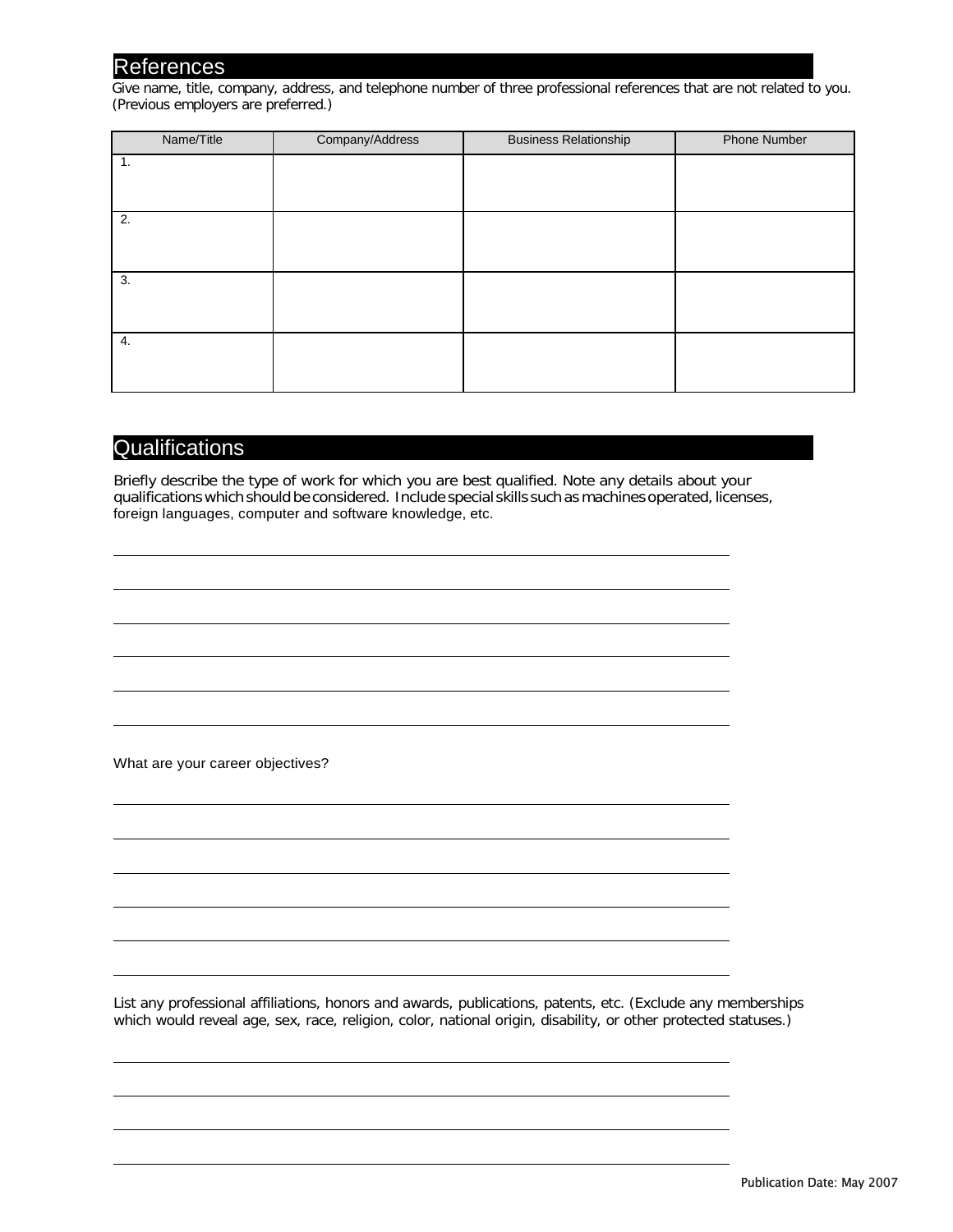## References

Give name, title, company, address, and telephone number of three professional references that are not related to you. (Previous employers are preferred.)

| Name/Title | Company/Address | Business Relationship | Phone Number |
|---|---|---|---|
| 1. | | | |
| 2. | | | |
| 3. | | | |
| 4. | | | |

## Qualifications

Briefly describe the type of work for which you are best qualified. Note any details about your qualifications which should be considered. Include special skills such as machines operated, licenses, foreign languages, computer and software knowledge, etc.

______________________________________________________________________

______________________________________________________________________

______________________________________________________________________

______________________________________________________________________

______________________________________________________________________

______________________________________________________________________

What are your career objectives?

______________________________________________________________________

______________________________________________________________________

______________________________________________________________________

______________________________________________________________________

______________________________________________________________________

______________________________________________________________________

List any professional affiliations, honors and awards, publications, patents, etc. (Exclude any memberships which would reveal age, sex, race, religion, color, national origin, disability, or other protected statuses.)

______________________________________________________________________

______________________________________________________________________

______________________________________________________________________

______________________________________________________________________

Publication Date: May 2007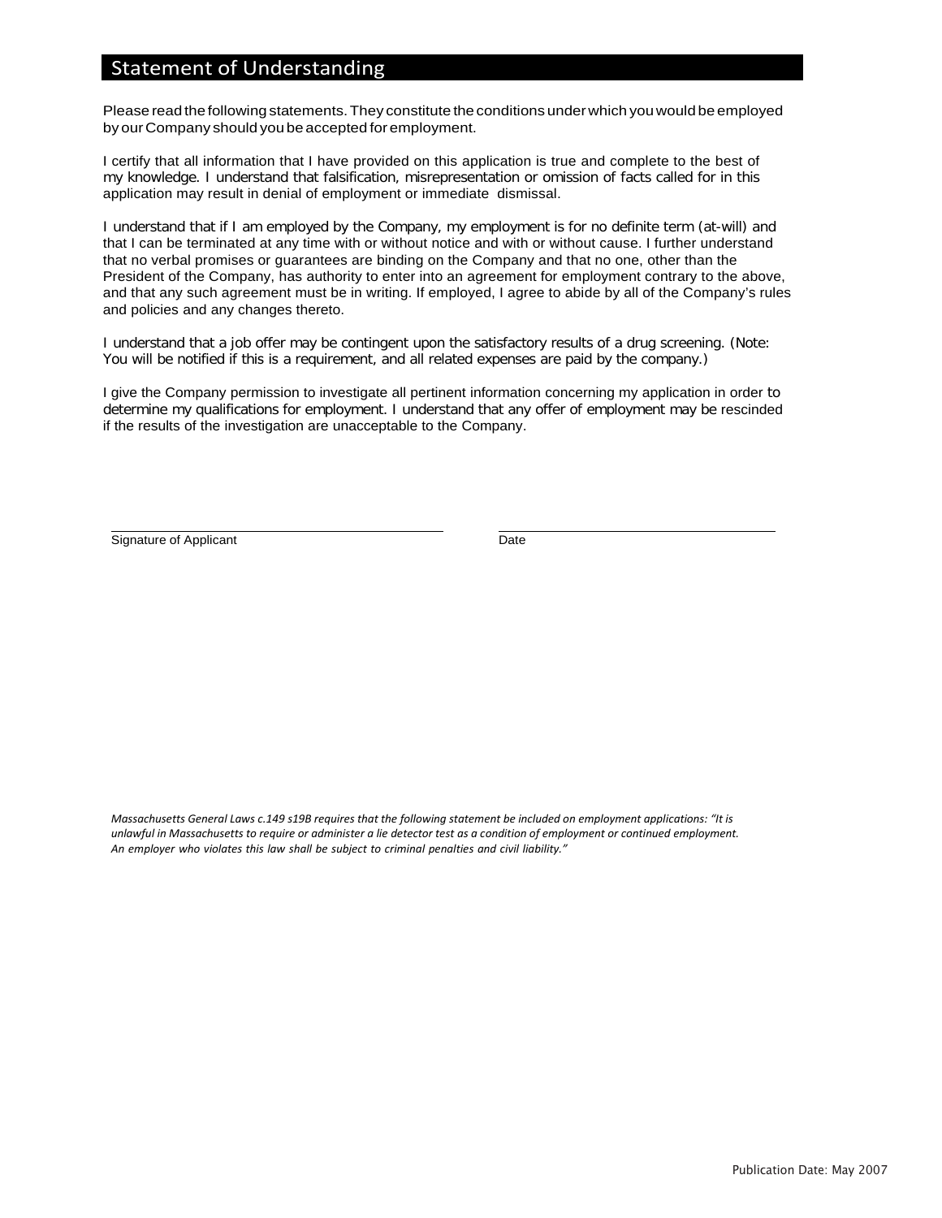## Statement of Understanding

Please read the following statements. They constitute the conditions under which you would be employed by our Company should you be accepted for employment.

I certify that all information that I have provided on this application is true and complete to the best of my knowledge. I understand that falsification, misrepresentation or omission of facts called for in this application may result in denial of employment or immediate dismissal.

I understand that if I am employed by the Company, my employment is for no definite term (at-will) and that I can be terminated at any time with or without notice and with or without cause. I further understand that no verbal promises or guarantees are binding on the Company and that no one, other than the President of the Company, has authority to enter into an agreement for employment contrary to the above, and that any such agreement must be in writing. If employed, I agree to abide by all of the Company's rules and policies and any changes thereto.

I understand that a job offer may be contingent upon the satisfactory results of a drug screening. (Note: You will be notified if this is a requirement, and all related expenses are paid by the company.)

I give the Company permission to investigate all pertinent information concerning my application in order to determine my qualifications for employment. I understand that any offer of employment may be rescinded if the results of the investigation are unacceptable to the Company.

Signature of Applicant ______________________________ Date ______________________________

*Massachusetts General Laws c.149 s19B requires that the following statement be included on employment applications: "It is unlawful in Massachusetts to require or administer a lie detector test as a condition of employment or continued employment. An employer who violates this law shall be subject to criminal penalties and civil liability."*

Publication Date: May 2007